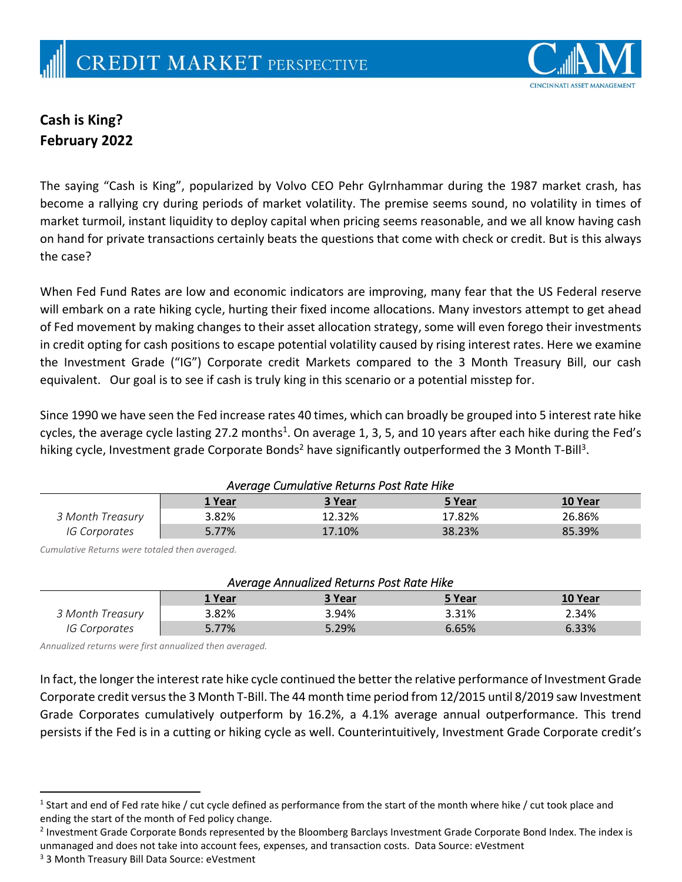**Cash is King?**
**February 2022**

The saying "Cash is King", popularized by Volvo CEO Pehr Gylrnhammar during the 1987 market crash, has become a rallying cry during periods of market volatility. The premise seems sound, no volatility in times of market turmoil, instant liquidity to deploy capital when pricing seems reasonable, and we all know having cash on hand for private transactions certainly beats the questions that come with check or credit. But is this always the case?

When Fed Fund Rates are low and economic indicators are improving, many fear that the US Federal reserve will embark on a rate hiking cycle, hurting their fixed income allocations. Many investors attempt to get ahead of Fed movement by making changes to their asset allocation strategy, some will even forego their investments in credit opting for cash positions to escape potential volatility caused by rising interest rates. Here we examine the Investment Grade ("IG") Corporate credit Markets compared to the 3 Month Treasury Bill, our cash equivalent. Our goal is to see if cash is truly king in this scenario or a potential misstep for.

Since 1990 we have seen the Fed increase rates 40 times, which can broadly be grouped into 5 interest rate hike cycles, the average cycle lasting 27.2 months[1]. On average 1, 3, 5, and 10 years after each hike during the Fed's hiking cycle, Investment grade Corporate Bonds[2] have significantly outperformed the 3 Month T-Bill[3].

*Average Cumulative Returns Post Rate Hike*

| | 1 Year | 3 Year | 5 Year | 10 Year |
|---|---|---|---|---|
| *3 Month Treasury* | 3.82% | 12.32% | 17.82% | 26.86% |
| *IG Corporates* | 5.77% | 17.10% | 38.23% | 85.39% |

*Cumulative Returns were totaled then averaged.*

*Average Annualized Returns Post Rate Hike*

| | 1 Year | 3 Year | 5 Year | 10 Year |
|---|---|---|---|---|
| *3 Month Treasury* | 3.82% | 3.94% | 3.31% | 2.34% |
| *IG Corporates* | 5.77% | 5.29% | 6.65% | 6.33% |

*Annualized returns were first annualized then averaged.*

In fact, the longer the interest rate hike cycle continued the better the relative performance of Investment Grade Corporate credit versus the 3 Month T-Bill. The 44 month time period from 12/2015 until 8/2019 saw Investment Grade Corporates cumulatively outperform by 16.2%, a 4.1% average annual outperformance. This trend persists if the Fed is in a cutting or hiking cycle as well. Counterintuitively, Investment Grade Corporate credit's

---

[1] Start and end of Fed rate hike / cut cycle defined as performance from the start of the month where hike / cut took place and ending the start of the month of Fed policy change.

[2] Investment Grade Corporate Bonds represented by the Bloomberg Barclays Investment Grade Corporate Bond Index. The index is unmanaged and does not take into account fees, expenses, and transaction costs. Data Source: eVestment

[3] 3 Month Treasury Bill Data Source: eVestment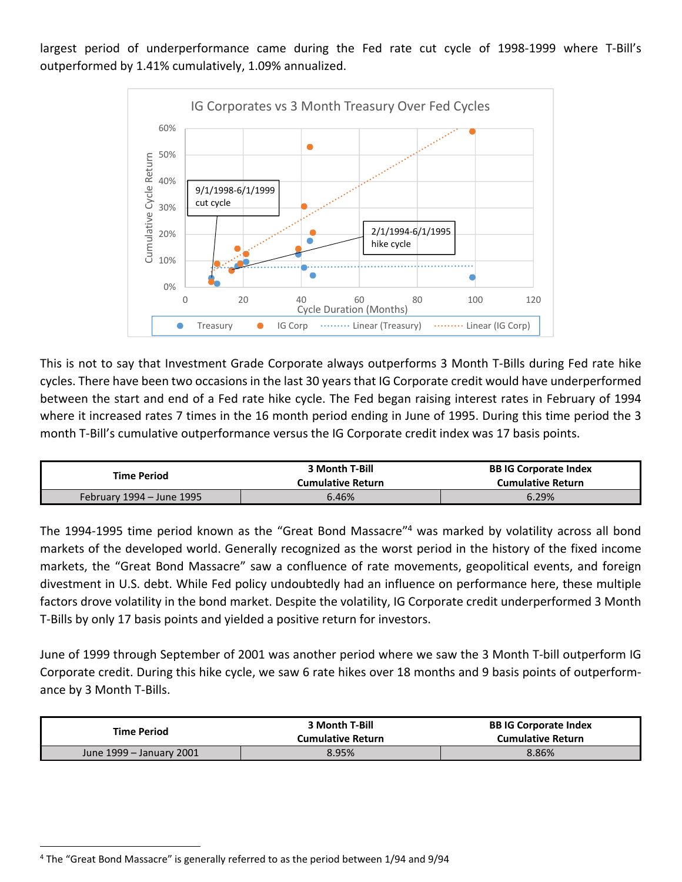largest period of underperformance came during the Fed rate cut cycle of 1998-1999 where T-Bill's outperformed by 1.41% cumulatively, 1.09% annualized.

This is not to say that Investment Grade Corporate always outperforms 3 Month T-Bills during Fed rate hike cycles. There have been two occasions in the last 30 years that IG Corporate credit would have underperformed between the start and end of a Fed rate hike cycle. The Fed began raising interest rates in February of 1994 where it increased rates 7 times in the 16 month period ending in June of 1995. During this time period the 3 month T-Bill's cumulative outperformance versus the IG Corporate credit index was 17 basis points.

| Time Period | 3 Month T-Bill Cumulative Return | BB IG Corporate Index Cumulative Return |
| --- | --- | --- |
| February 1994 – June 1995 | 6.46% | 6.29% |

The 1994-1995 time period known as the "Great Bond Massacre"[4] was marked by volatility across all bond markets of the developed world. Generally recognized as the worst period in the history of the fixed income markets, the "Great Bond Massacre" saw a confluence of rate movements, geopolitical events, and foreign divestment in U.S. debt. While Fed policy undoubtedly had an influence on performance here, these multiple factors drove volatility in the bond market. Despite the volatility, IG Corporate credit underperformed 3 Month T-Bills by only 17 basis points and yielded a positive return for investors.

June of 1999 through September of 2001 was another period where we saw the 3 Month T-bill outperform IG Corporate credit. During this hike cycle, we saw 6 rate hikes over 18 months and 9 basis points of outperformance by 3 Month T-Bills.

| Time Period | 3 Month T-Bill Cumulative Return | BB IG Corporate Index Cumulative Return |
| --- | --- | --- |
| June 1999 – January 2001 | 8.95% | 8.86% |

[4] The "Great Bond Massacre" is generally referred to as the period between 1/94 and 9/94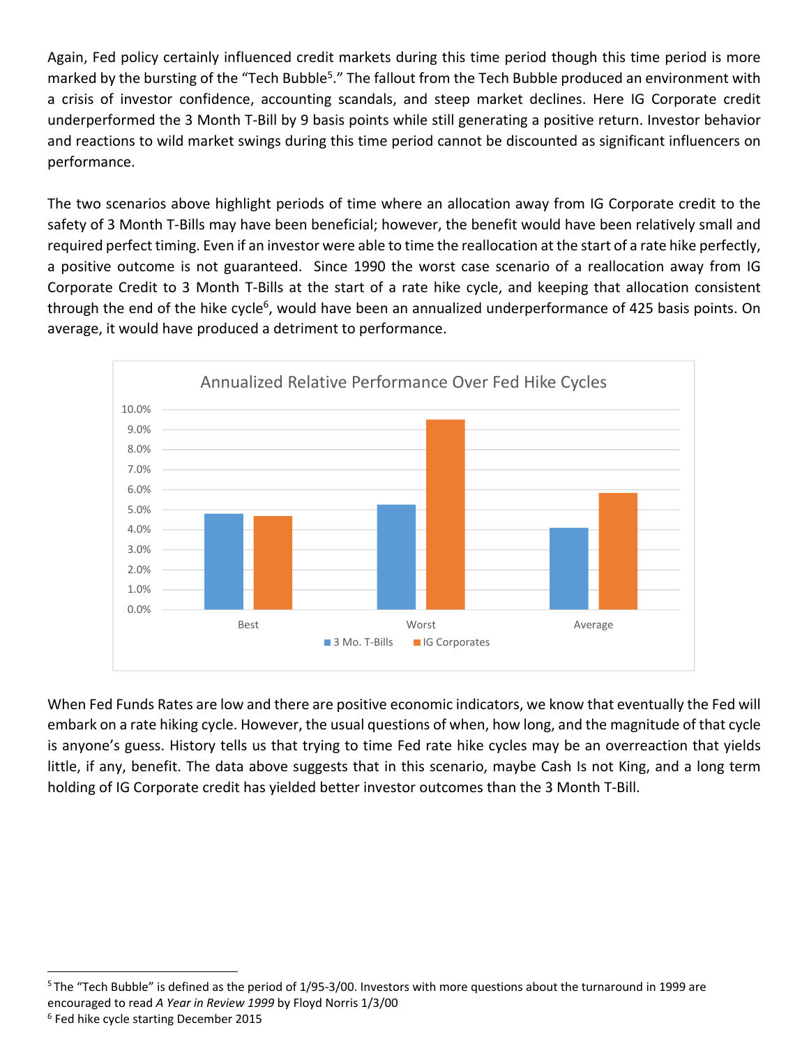Again, Fed policy certainly influenced credit markets during this time period though this time period is more marked by the bursting of the "Tech Bubble[5]." The fallout from the Tech Bubble produced an environment with a crisis of investor confidence, accounting scandals, and steep market declines. Here IG Corporate credit underperformed the 3 Month T-Bill by 9 basis points while still generating a positive return. Investor behavior and reactions to wild market swings during this time period cannot be discounted as significant influencers on performance.

The two scenarios above highlight periods of time where an allocation away from IG Corporate credit to the safety of 3 Month T-Bills may have been beneficial; however, the benefit would have been relatively small and required perfect timing. Even if an investor were able to time the reallocation at the start of a rate hike perfectly, a positive outcome is not guaranteed. Since 1990 the worst case scenario of a reallocation away from IG Corporate Credit to 3 Month T-Bills at the start of a rate hike cycle, and keeping that allocation consistent through the end of the hike cycle[6], would have been an annualized underperformance of 425 basis points. On average, it would have produced a detriment to performance.

**Annualized Relative Performance Over Fed Hike Cycles**

| | 3 Mo. T-Bills | IG Corporates |
|---|---|---|
| Best | ~4.8% | ~4.7% |
| Worst | ~5.25% | ~9.5% |
| Average | ~4.1% | ~5.85% |

When Fed Funds Rates are low and there are positive economic indicators, we know that eventually the Fed will embark on a rate hiking cycle. However, the usual questions of when, how long, and the magnitude of that cycle is anyone's guess. History tells us that trying to time Fed rate hike cycles may be an overreaction that yields little, if any, benefit. The data above suggests that in this scenario, maybe Cash Is not King, and a long term holding of IG Corporate credit has yielded better investor outcomes than the 3 Month T-Bill.

---

[5] The "Tech Bubble" is defined as the period of 1/95-3/00. Investors with more questions about the turnaround in 1999 are encouraged to read *A Year in Review 1999* by Floyd Norris 1/3/00

[6] Fed hike cycle starting December 2015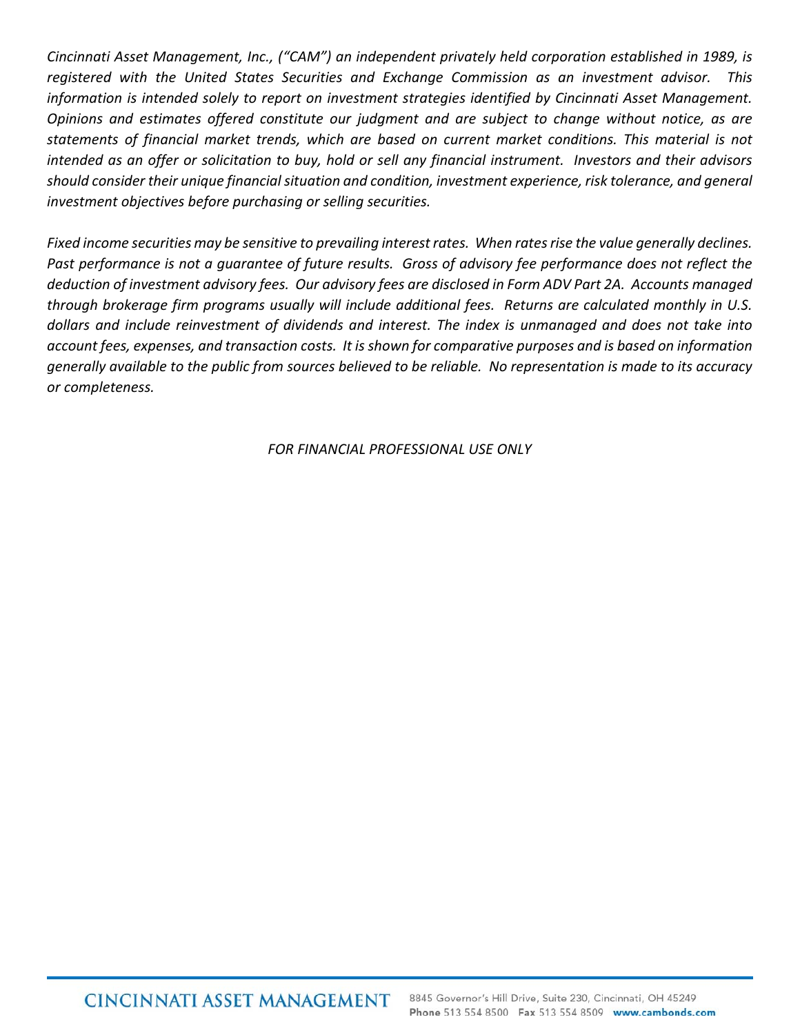*Cincinnati Asset Management, Inc., ("CAM") an independent privately held corporation established in 1989, is registered with the United States Securities and Exchange Commission as an investment advisor. This information is intended solely to report on investment strategies identified by Cincinnati Asset Management. Opinions and estimates offered constitute our judgment and are subject to change without notice, as are statements of financial market trends, which are based on current market conditions. This material is not intended as an offer or solicitation to buy, hold or sell any financial instrument. Investors and their advisors should consider their unique financial situation and condition, investment experience, risk tolerance, and general investment objectives before purchasing or selling securities.*

*Fixed income securities may be sensitive to prevailing interest rates. When rates rise the value generally declines. Past performance is not a guarantee of future results. Gross of advisory fee performance does not reflect the deduction of investment advisory fees. Our advisory fees are disclosed in Form ADV Part 2A. Accounts managed through brokerage firm programs usually will include additional fees. Returns are calculated monthly in U.S. dollars and include reinvestment of dividends and interest. The index is unmanaged and does not take into account fees, expenses, and transaction costs. It is shown for comparative purposes and is based on information generally available to the public from sources believed to be reliable. No representation is made to its accuracy or completeness.*

*FOR FINANCIAL PROFESSIONAL USE ONLY*